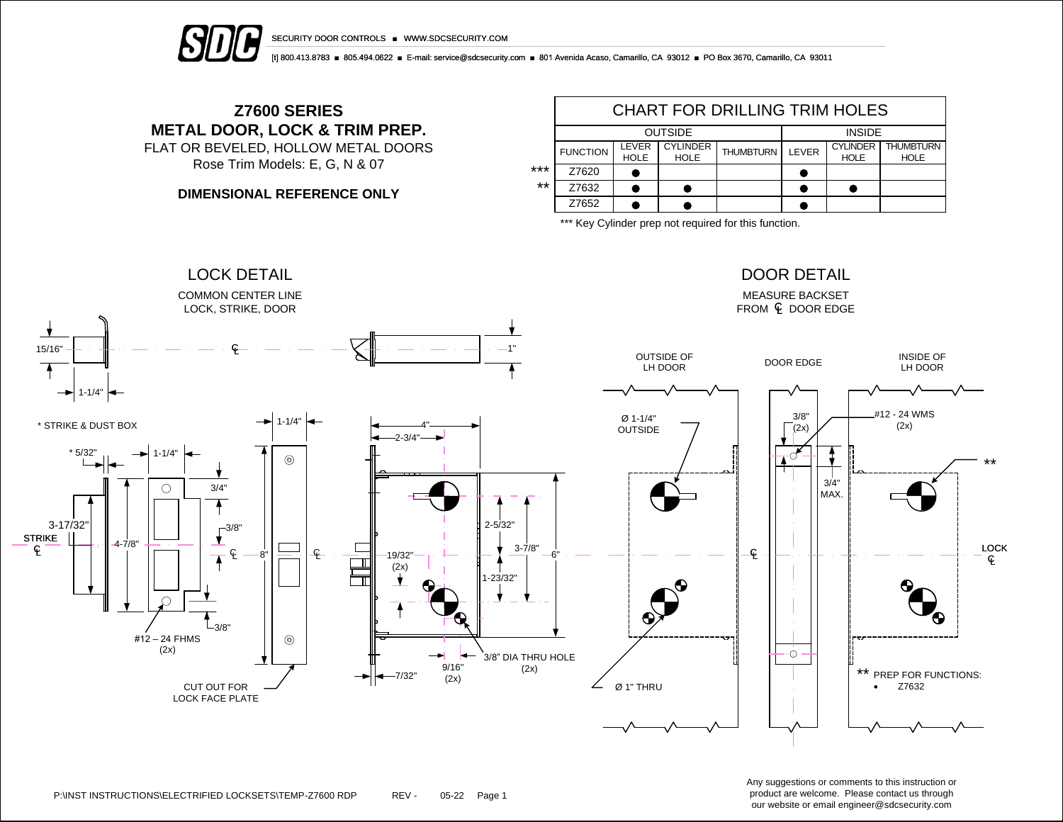SECURITY DOOR CONTROLS ■ WWW.SDCSECURITY.COM

[t] 800.413.8783 ■ 805.494.0622 ■ E-mail: service@sdcsecurity.com ■ 801 Avenida Acaso, Camarillo, CA 93012 ■ PO Box 3670, Camarillo, CA 93011

# Z7600 SERIES
# METAL DOOR, LOCK & TRIM PREP.

FLAT OR BEVELED, HOLLOW METAL DOORS
Rose Trim Models: E, G, N & 07

**DIMENSIONAL REFERENCE ONLY**

## CHART FOR DRILLING TRIM HOLES

| | OUTSIDE | | | INSIDE | | |
|---|---|---|---|---|---|---|
| FUNCTION | LEVER HOLE | CYLINDER HOLE | THUMBTURN | LEVER | CYLINDER HOLE | THUMBTURN HOLE |
| *** Z7620 | ● | | | ● | | |
| ** Z7632 | ● | ● | | ● | ● | |
| Z7652 | ● | ● | | ● | | |

*** Key Cylinder prep not required for this function.

## LOCK DETAIL

COMMON CENTER LINE
LOCK, STRIKE, DOOR

15/16" · 1-1/4" · 1" · ℄

* STRIKE & DUST BOX

* 5/32" · 1-1/4" · 3/4" · 3/8" · 3-17/32" · 4-7/8" · STRIKE ℄ · 3/8" · #12 – 24 FHMS (2x)

1-1/4" · 8" · CUT OUT FOR LOCK FACE PLATE

4" · 2-3/4" · 2-5/32" · 3-7/8" · 6" · 19/32" (2x) · 1-23/32" · 7/32" · 9/16" (2x) · 3/8" DIA THRU HOLE (2x)

## DOOR DETAIL

MEASURE BACKSET
FROM ℄ DOOR EDGE

OUTSIDE OF LH DOOR · DOOR EDGE · INSIDE OF LH DOOR

Ø 1-1/4" OUTSIDE · 3/8" (2x) · 3/4" MAX. · #12 - 24 WMS (2x) · ** · ℄ · LOCK ℄ · Ø 1" THRU

** PREP FOR FUNCTIONS:

- Z7632

P:\INST INSTRUCTIONS\ELECTRIFIED LOCKSETS\TEMP-Z7600 RDP REV - 05-22

Any suggestions or comments to this instruction or product are welcome. Please contact us through our website or email engineer@sdcsecurity.com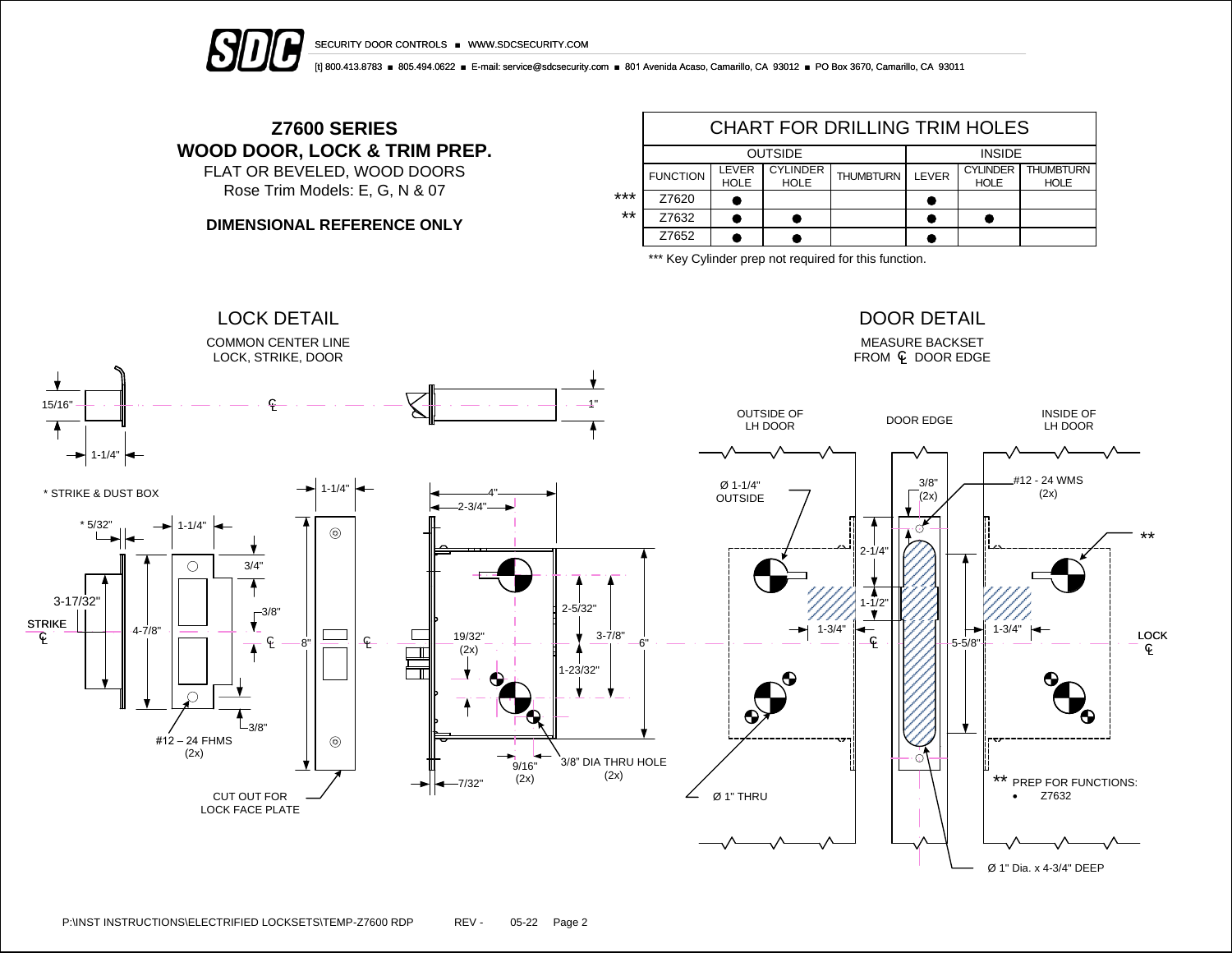SECURITY DOOR CONTROLS ■ WWW.SDCSECURITY.COM

[t] 800.413.8783 ■ 805.494.0622 ■ E-mail: service@sdcsecurity.com ■ 801 Avenida Acaso, Camarillo, CA 93012 ■ PO Box 3670, Camarillo, CA 93011

# Z7600 SERIES
## WOOD DOOR, LOCK & TRIM PREP.

FLAT OR BEVELED, WOOD DOORS
Rose Trim Models: E, G, N & 07

**DIMENSIONAL REFERENCE ONLY**

### CHART FOR DRILLING TRIM HOLES

| | OUTSIDE | | | | INSIDE | | |
|---|---|---|---|---|---|---|---|
| FUNCTION | LEVER HOLE | CYLINDER HOLE | THUMBTURN | LEVER | CYLINDER HOLE | THUMBTURN HOLE |
| *** Z7620 | ● | | | ● | | |
| ** Z7632 | ● | ● | | ● | ● | |
| Z7652 | ● | ● | | ● | | |

*** Key Cylinder prep not required for this function.

## LOCK DETAIL

COMMON CENTER LINE
LOCK, STRIKE, DOOR

15/16"
1-1/4"
1"

* STRIKE & DUST BOX
* 5/32"
1-1/4"
3/4"
3-17/32"
STRIKE ℄
4-7/8"
3/8"
℄
3/8"
#12 – 24 FHMS (2x)

1-1/4"
8"
℄
CUT OUT FOR LOCK FACE PLATE

4"
2-3/4"
2-5/32"
3-7/8"
6"
19/32" (2x)
1-23/32"
9/16" (2x)
3/8" DIA THRU HOLE (2x)
7/32"

## DOOR DETAIL

MEASURE BACKSET FROM ℄ DOOR EDGE

OUTSIDE OF LH DOOR
DOOR EDGE
INSIDE OF LH DOOR

Ø 1-1/4" OUTSIDE
3/8" (2x)
#12 - 24 WMS (2x)
**
2-1/4"
1-1/2"
1-3/4"
℄
5-5/8"
1-3/4"
LOCK ℄
Ø 1" THRU
Ø 1" Dia. x 4-3/4" DEEP

** PREP FOR FUNCTIONS:
- Z7632

P:\INST INSTRUCTIONS\ELECTRIFIED LOCKSETS\TEMP-Z7600 RDP REV - 05-22 Page 2